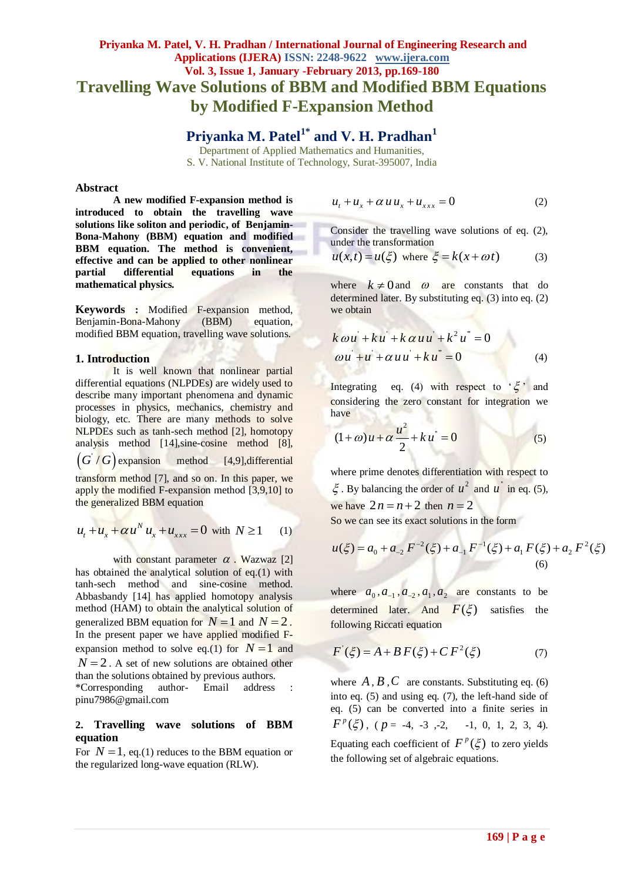# Travelling Wave Solutions of BBM and Modified BBM Equations by Modified F-Expansion Method

## Priyanka M. Patel[1*] and V. H. Pradhan[1]

Department of Applied Mathematics and Humanities,
S. V. National Institute of Technology, Surat-395007, India

### Abstract

**A new modified F-expansion method is introduced to obtain the travelling wave solutions like soliton and periodic, of Benjamin-Bona-Mahony (BBM) equation and modified BBM equation. The method is convenient, effective and can be applied to other nonlinear partial differential equations in the mathematical physics.**

**Keywords :** Modified F-expansion method, Benjamin-Bona-Mahony (BBM) equation, modified BBM equation, travelling wave solutions.

### 1. Introduction

It is well known that nonlinear partial differential equations (NLPDEs) are widely used to describe many important phenomena and dynamic processes in physics, mechanics, chemistry and biology, etc. There are many methods to solve NLPDEs such as tanh-sech method [2], homotopy analysis method [14],sine-cosine method [8], $\left(G^{'}/G\right)$ expansion method [4,9],differential transform method [7], and so on. In this paper, we apply the modified F-expansion method [3,9,10] to the generalized BBM equation

$$u_t + u_x + \alpha u^N u_x + u_{xxx} = 0 \text{ with } N \geq 1 \tag{1}$$

with constant parameter $\alpha$ . Wazwaz [2] has obtained the analytical solution of eq.(1) with tanh-sech method and sine-cosine method. Abbasbandy [14] has applied homotopy analysis method (HAM) to obtain the analytical solution of generalized BBM equation for $N=1$ and $N=2$. In the present paper we have applied modified F-expansion method to solve eq.(1) for $N=1$ and $N=2$. A set of new solutions are obtained other than the solutions obtained by previous authors.

*Corresponding author- Email address : pinu7986@gmail.com

### 2. Travelling wave solutions of BBM equation

For $N=1$, eq.(1) reduces to the BBM equation or the regularized long-wave equation (RLW).

$$u_t + u_x + \alpha u u_x + u_{xxx} = 0 \tag{2}$$

Consider the travelling wave solutions of eq. (2), under the transformation

$$u(x,t) = u(\xi) \text{ where } \xi = k(x+\omega t) \tag{3}$$

where $k \neq 0$ and $\omega$ are constants that do determined later. By substituting eq. (3) into eq. (2) we obtain

$$k\omega u^{'} + k u^{'} + k\alpha u u^{'} + k^2 u^{'''} = 0$$
$$\omega u^{'} + u^{'} + \alpha u u^{'} + k u^{'''} = 0 \tag{4}$$

Integrating eq. (4) with respect to '$\xi$' and considering the zero constant for integration we have

$$(1+\omega)u + \alpha \frac{u^2}{2} + k u^{''} = 0 \tag{5}$$

where prime denotes differentiation with respect to $\xi$. By balancing the order of $u^2$ and $u^{''}$ in eq. (5), we have $2n = n+2$ then $n=2$

So we can see its exact solutions in the form

$$u(\xi) = a_0 + a_{-2}F^{-2}(\xi) + a_{-1}F^{-1}(\xi) + a_1 F(\xi) + a_2 F^2(\xi) \tag{6}$$

where $a_0, a_{-1}, a_{-2}, a_1, a_2$ are constants to be determined later. And $F(\xi)$ satisfies the following Riccati equation

$$F^{'}(\xi) = A + BF(\xi) + CF^2(\xi) \tag{7}$$

where $A, B, C$ are constants. Substituting eq. (6) into eq. (5) and using eq. (7), the left-hand side of eq. (5) can be converted into a finite series in $F^p(\xi)$, ($p$ = -4, -3 ,-2, -1, 0, 1, 2, 3, 4). Equating each coefficient of $F^p(\xi)$ to zero yields the following set of algebraic equations.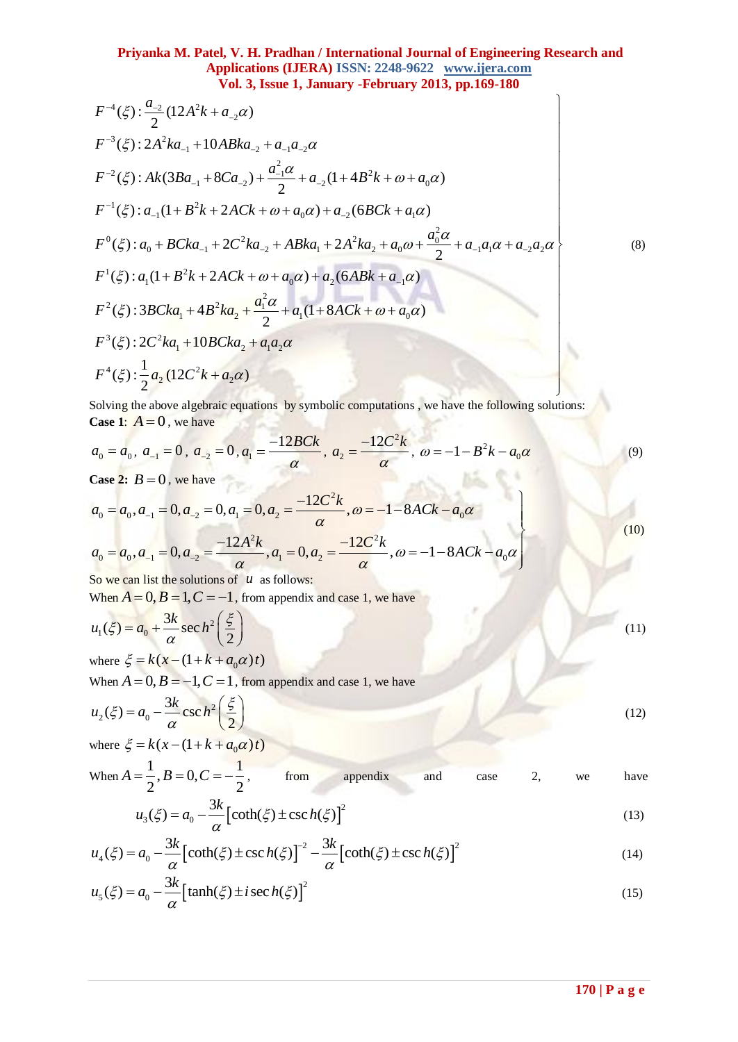$$
\left.
\begin{aligned}
&F^{-4}(\xi): \frac{a_{-2}}{2}(12A^2k + a_{-2}\alpha)\\
&F^{-3}(\xi): 2A^2ka_{-1} + 10ABka_{-2} + a_{-1}a_{-2}\alpha\\
&F^{-2}(\xi): Ak(3Ba_{-1} + 8Ca_{-2}) + \frac{a_{-1}^2\alpha}{2} + a_{-2}(1 + 4B^2k + \omega + a_0\alpha)\\
&F^{-1}(\xi): a_{-1}(1 + B^2k + 2ACk + \omega + a_0\alpha) + a_{-2}(6BCk + a_1\alpha)\\
&F^{0}(\xi): a_0 + BCka_{-1} + 2C^2ka_{-2} + ABka_1 + 2A^2ka_2 + a_0\omega + \frac{a_0^2\alpha}{2} + a_{-1}a_1\alpha + a_{-2}a_2\alpha\\
&F^{1}(\xi): a_1(1 + B^2k + 2ACk + \omega + a_0\alpha) + a_2(6ABk + a_{-1}\alpha)\\
&F^{2}(\xi): 3BCka_1 + 4B^2ka_2 + \frac{a_1^2\alpha}{2} + a_1(1 + 8ACk + \omega + a_0\alpha)\\
&F^{3}(\xi): 2C^2ka_1 + 10BCka_2 + a_1a_2\alpha\\
&F^{4}(\xi): \frac{1}{2}a_2(12C^2k + a_2\alpha)
\end{aligned}
\right\}
\tag{8}
$$

Solving the above algebraic equations by symbolic computations , we have the following solutions:

**Case 1**: $A = 0$ , we have

$$
a_0 = a_0,\ a_{-1} = 0,\ a_{-2} = 0,\ a_1 = \frac{-12BCk}{\alpha},\ a_2 = \frac{-12C^2k}{\alpha},\ \omega = -1 - B^2k - a_0\alpha \tag{9}
$$

**Case 2:** $B = 0$ , we have

$$
\left.
\begin{aligned}
&a_0 = a_0, a_{-1} = 0, a_{-2} = 0, a_1 = 0, a_2 = \frac{-12C^2k}{\alpha}, \omega = -1 - 8ACk - a_0\alpha\\
&a_0 = a_0, a_{-1} = 0, a_{-2} = \frac{-12A^2k}{\alpha}, a_1 = 0, a_2 = \frac{-12C^2k}{\alpha}, \omega = -1 - 8ACk - a_0\alpha
\end{aligned}
\right\}
\tag{10}
$$

So we can list the solutions of $u$ as follows:

When $A = 0, B = 1, C = -1$, from appendix and case 1, we have

$$
u_1(\xi) = a_0 + \frac{3k}{\alpha}\operatorname{sec}h^2\left(\frac{\xi}{2}\right) \tag{11}
$$

where $\xi = k(x - (1 + k + a_0\alpha)t)$

When $A = 0, B = -1, C = 1$, from appendix and case 1, we have

$$
u_2(\xi) = a_0 - \frac{3k}{\alpha}\operatorname{csc}h^2\left(\frac{\xi}{2}\right) \tag{12}
$$

where $\xi = k(x - (1 + k + a_0\alpha)t)$

When $A = \frac{1}{2}, B = 0, C = -\frac{1}{2}$, from appendix and case 2, we have

$$
u_3(\xi) = a_0 - \frac{3k}{\alpha}\left[\coth(\xi) \pm \operatorname{csc}h(\xi)\right]^2 \tag{13}
$$

$$
u_4(\xi) = a_0 - \frac{3k}{\alpha}\left[\coth(\xi) \pm \operatorname{csc}h(\xi)\right]^{-2} - \frac{3k}{\alpha}\left[\coth(\xi) \pm \operatorname{csc}h(\xi)\right]^2 \tag{14}
$$

$$
u_5(\xi) = a_0 - \frac{3k}{\alpha}\left[\tanh(\xi) \pm i\operatorname{sec}h(\xi)\right]^2 \tag{15}
$$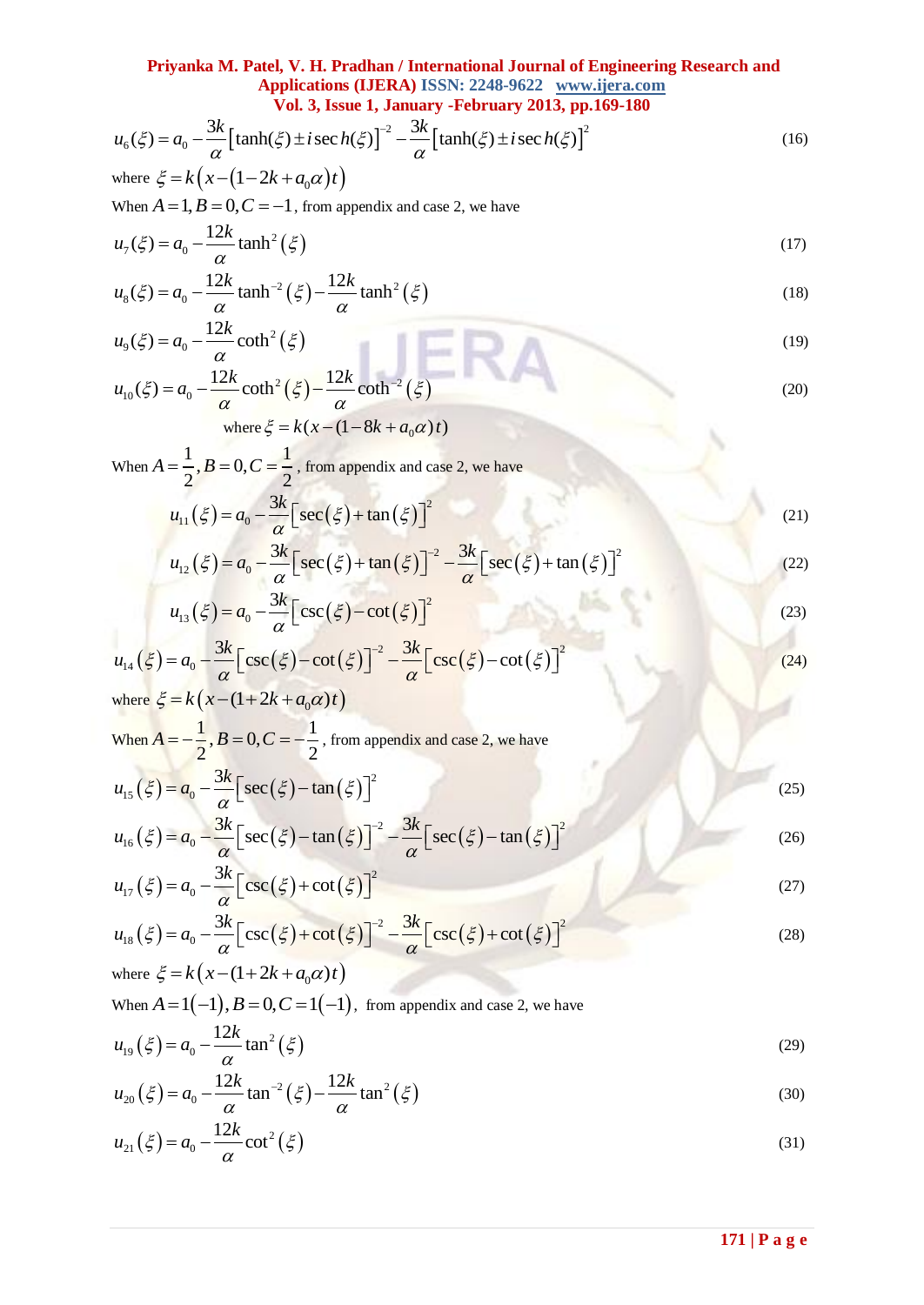$$u_6(\xi) = a_0 - \frac{3k}{\alpha}\left[\tanh(\xi) \pm i\,\mathrm{sec}\,h(\xi)\right]^{-2} - \frac{3k}{\alpha}\left[\tanh(\xi) \pm i\,\mathrm{sec}\,h(\xi)\right]^{2} \tag{16}$$

where $\xi = k\left(x - (1 - 2k + a_0\alpha)t\right)$

When $A = 1, B = 0, C = -1$, from appendix and case 2, we have

$$u_7(\xi) = a_0 - \frac{12k}{\alpha}\tanh^2(\xi) \tag{17}$$

$$u_8(\xi) = a_0 - \frac{12k}{\alpha}\tanh^{-2}(\xi) - \frac{12k}{\alpha}\tanh^2(\xi) \tag{18}$$

$$u_9(\xi) = a_0 - \frac{12k}{\alpha}\coth^2(\xi) \tag{19}$$

$$u_{10}(\xi) = a_0 - \frac{12k}{\alpha}\coth^2(\xi) - \frac{12k}{\alpha}\coth^{-2}(\xi) \tag{20}$$

where $\xi = k(x - (1 - 8k + a_0\alpha)t)$

When $A = \frac{1}{2}, B = 0, C = \frac{1}{2}$, from appendix and case 2, we have

$$u_{11}(\xi) = a_0 - \frac{3k}{\alpha}\left[\sec(\xi) + \tan(\xi)\right]^2 \tag{21}$$

$$u_{12}(\xi) = a_0 - \frac{3k}{\alpha}\left[\sec(\xi) + \tan(\xi)\right]^{-2} - \frac{3k}{\alpha}\left[\sec(\xi) + \tan(\xi)\right]^2 \tag{22}$$

$$u_{13}(\xi) = a_0 - \frac{3k}{\alpha}\left[\csc(\xi) - \cot(\xi)\right]^2 \tag{23}$$

$$u_{14}(\xi) = a_0 - \frac{3k}{\alpha}\left[\csc(\xi) - \cot(\xi)\right]^{-2} - \frac{3k}{\alpha}\left[\csc(\xi) - \cot(\xi)\right]^2 \tag{24}$$

where $\xi = k\left(x - (1 + 2k + a_0\alpha)t\right)$

When $A = -\frac{1}{2}, B = 0, C = -\frac{1}{2}$, from appendix and case 2, we have

$$u_{15}(\xi) = a_0 - \frac{3k}{\alpha}\left[\sec(\xi) - \tan(\xi)\right]^2 \tag{25}$$

$$u_{16}(\xi) = a_0 - \frac{3k}{\alpha}\left[\sec(\xi) - \tan(\xi)\right]^{-2} - \frac{3k}{\alpha}\left[\sec(\xi) - \tan(\xi)\right]^2 \tag{26}$$

$$u_{17}(\xi) = a_0 - \frac{3k}{\alpha}\left[\csc(\xi) + \cot(\xi)\right]^2 \tag{27}$$

$$u_{18}(\xi) = a_0 - \frac{3k}{\alpha}\left[\csc(\xi) + \cot(\xi)\right]^{-2} - \frac{3k}{\alpha}\left[\csc(\xi) + \cot(\xi)\right]^2 \tag{28}$$

where $\xi = k\left(x - (1 + 2k + a_0\alpha)t\right)$

When $A = 1(-1), B = 0, C = 1(-1)$, from appendix and case 2, we have

$$u_{19}(\xi) = a_0 - \frac{12k}{\alpha}\tan^2(\xi) \tag{29}$$

$$u_{20}(\xi) = a_0 - \frac{12k}{\alpha}\tan^{-2}(\xi) - \frac{12k}{\alpha}\tan^2(\xi) \tag{30}$$

$$u_{21}(\xi) = a_0 - \frac{12k}{\alpha}\cot^2(\xi) \tag{31}$$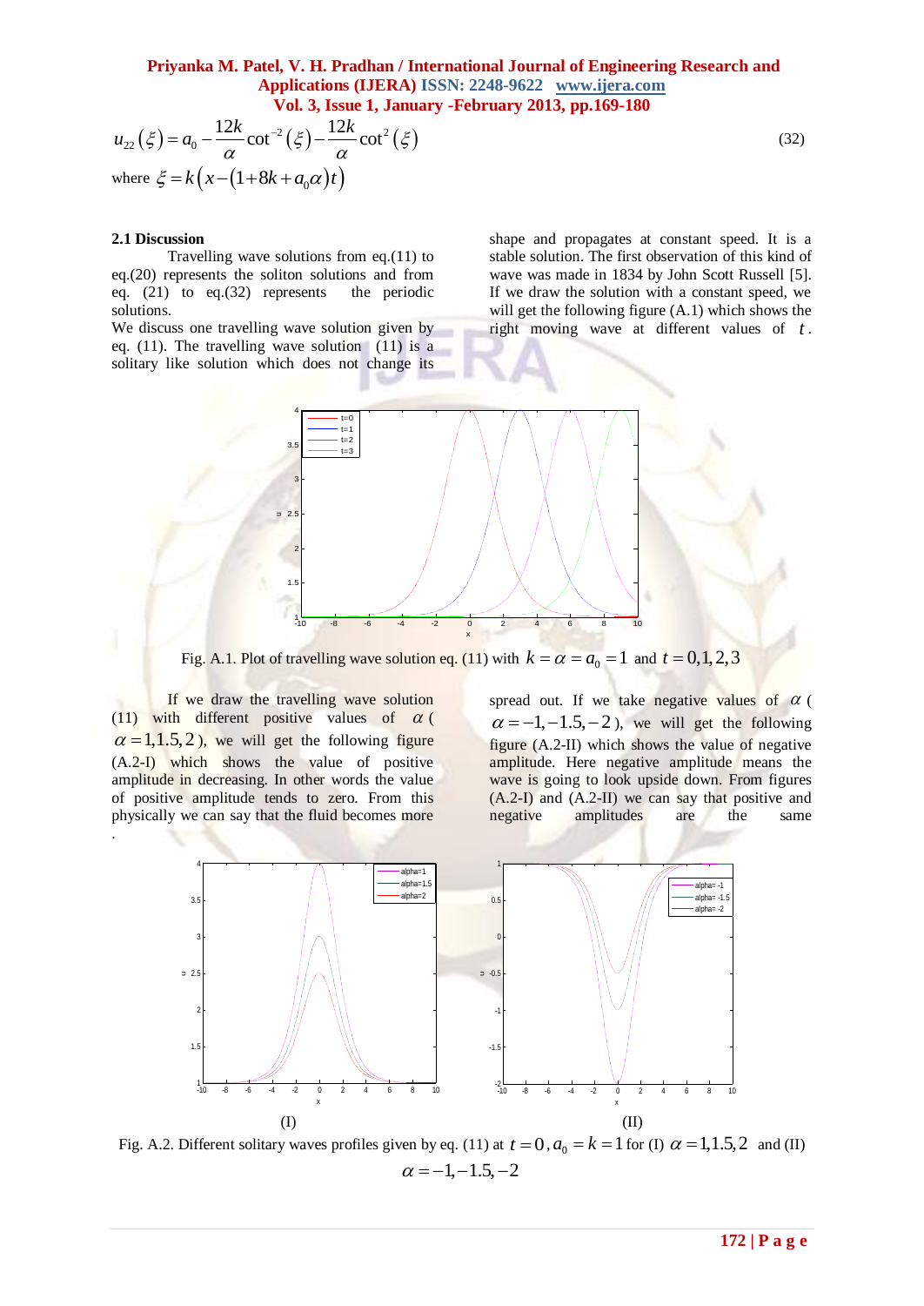$$u_{22}(\xi) = a_0 - \frac{12k}{\alpha}\cot^{-2}(\xi) - \frac{12k}{\alpha}\cot^{2}(\xi) \tag{32}$$

where $\xi = k\left(x - \left(1 + 8k + a_0\alpha\right)t\right)$

### 2.1 Discussion

Travelling wave solutions from eq.(11) to eq.(20) represents the soliton solutions and from eq. (21) to eq.(32) represents the periodic solutions.

We discuss one travelling wave solution given by eq. (11). The travelling wave solution (11) is a solitary like solution which does not change its shape and propagates at constant speed. It is a stable solution. The first observation of this kind of wave was made in 1834 by John Scott Russell [5]. If we draw the solution with a constant speed, we will get the following figure (A.1) which shows the right moving wave at different values of $t$.

Fig. A.1. Plot of travelling wave solution eq. (11) with $k = \alpha = a_0 = 1$ and $t = 0,1,2,3$

If we draw the travelling wave solution (11) with different positive values of $\alpha$ ( $\alpha = 1, 1.5, 2$ ), we will get the following figure (A.2-I) which shows the value of positive amplitude in decreasing. In other words the value of positive amplitude tends to zero. From this physically we can say that the fluid becomes more spread out. If we take negative values of $\alpha$ ( $\alpha = -1, -1.5, -2$ ), we will get the following figure (A.2-II) which shows the value of negative amplitude. Here negative amplitude means the wave is going to look upside down. From figures (A.2-I) and (A.2-II) we can say that positive and negative amplitudes are the same

(I) (II)

Fig. A.2. Different solitary waves profiles given by eq. (11) at $t = 0, a_0 = k = 1$ for (I) $\alpha = 1, 1.5, 2$ and (II) $\alpha = -1, -1.5, -2$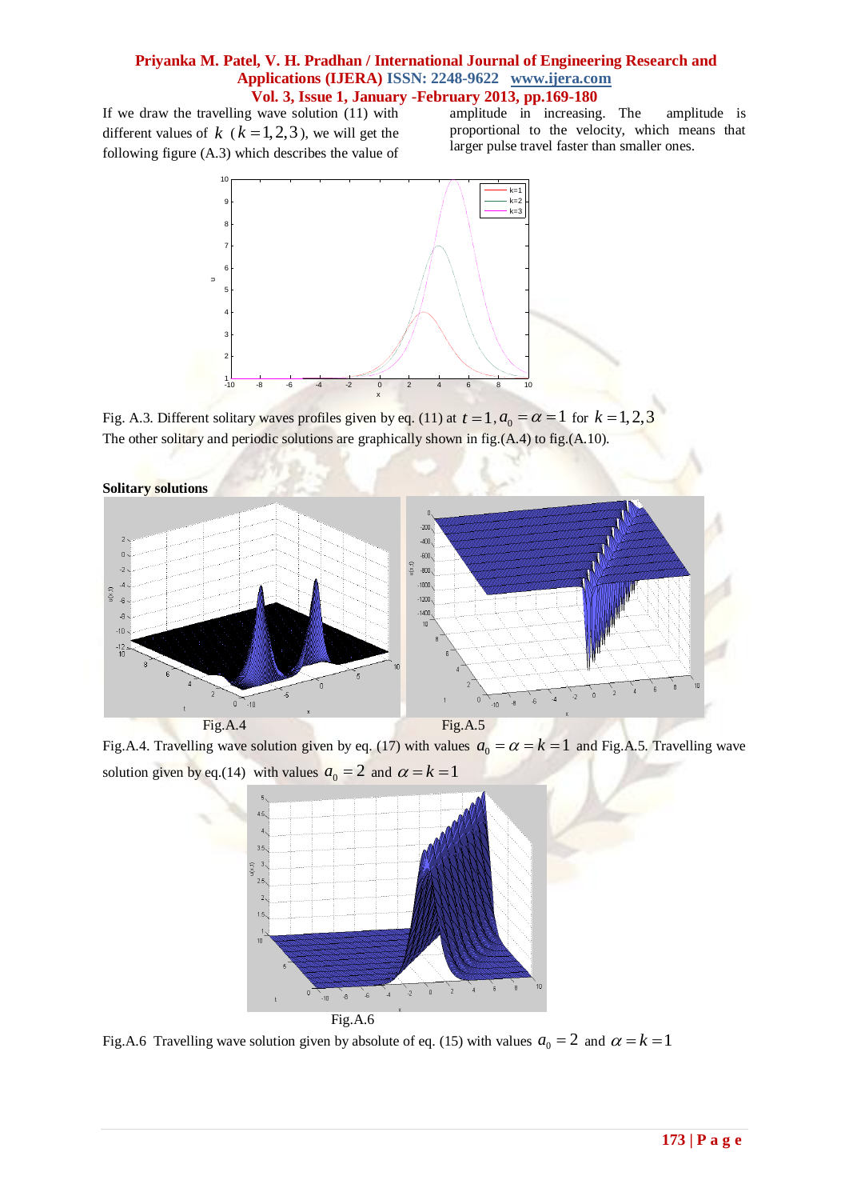If we draw the travelling wave solution (11) with different values of $k$ ($k = 1, 2, 3$), we will get the following figure (A.3) which describes the value of amplitude in increasing. The amplitude is proportional to the velocity, which means that larger pulse travel faster than smaller ones.

Fig. A.3. Different solitary waves profiles given by eq. (11) at $t = 1, a_0 = \alpha = 1$ for $k = 1, 2, 3$

The other solitary and periodic solutions are graphically shown in fig.(A.4) to fig.(A.10).

**Solitary solutions**

Fig.A.4

Fig.A.5

Fig.A.4. Travelling wave solution given by eq. (17) with values $a_0 = \alpha = k = 1$ and Fig.A.5. Travelling wave solution given by eq.(14) with values $a_0 = 2$ and $\alpha = k = 1$

Fig.A.6

Fig.A.6 Travelling wave solution given by absolute of eq. (15) with values $a_0 = 2$ and $\alpha = k = 1$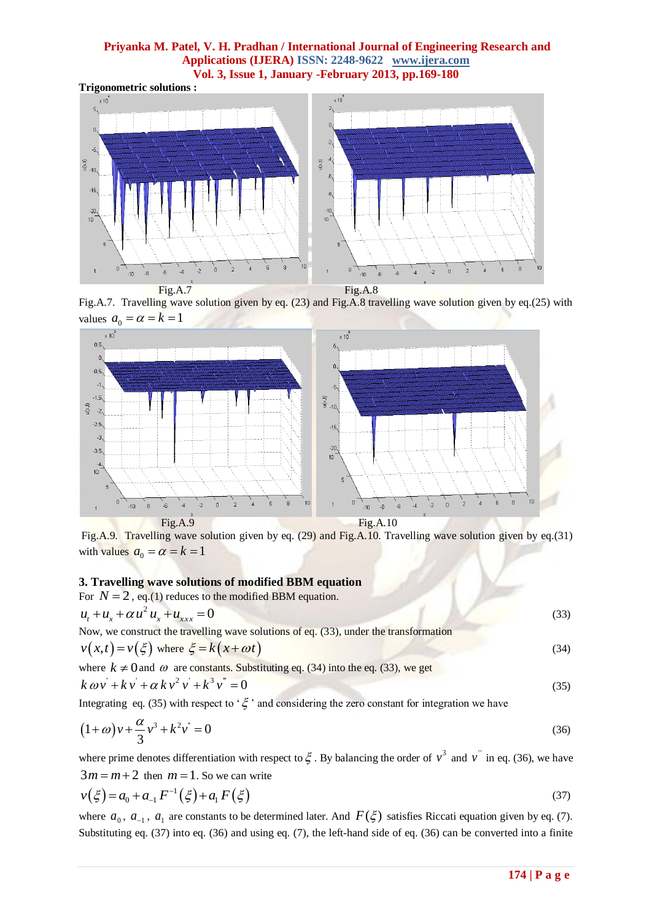**Trigonometric solutions :**

Fig.A.7 Fig.A.8

Fig.A.7. Travelling wave solution given by eq. (23) and Fig.A.8 travelling wave solution given by eq.(25) with values $a_0 = \alpha = k = 1$

Fig.A.9 Fig.A.10

Fig.A.9. Travelling wave solution given by eq. (29) and Fig.A.10. Travelling wave solution given by eq.(31) with values $a_0 = \alpha = k = 1$

## 3. Travelling wave solutions of modified BBM equation

For $N = 2$, eq.(1) reduces to the modified BBM equation.

$$u_t + u_x + \alpha u^2 u_x + u_{xxx} = 0 \tag{33}$$

Now, we construct the travelling wave solutions of eq. (33), under the transformation

$$v(x,t) = v(\xi) \text{ where } \xi = k(x + \omega t) \tag{34}$$

where $k \neq 0$ and $\omega$ are constants. Substituting eq. (34) into the eq. (33), we get

$$k\omega v' + k v' + \alpha k v^2 v' + k^3 v''' = 0 \tag{35}$$

Integrating eq. (35) with respect to '$\xi$' and considering the zero constant for integration we have

$$(1+\omega)v + \frac{\alpha}{3}v^3 + k^2 v'' = 0 \tag{36}$$

where prime denotes differentiation with respect to $\xi$. By balancing the order of $v^3$ and $v''$ in eq. (36), we have $3m = m + 2$ then $m = 1$. So we can write

$$v(\xi) = a_0 + a_{-1} F^{-1}(\xi) + a_1 F(\xi) \tag{37}$$

where $a_0$, $a_{-1}$, $a_1$ are constants to be determined later. And $F(\xi)$ satisfies Riccati equation given by eq. (7). Substituting eq. (37) into eq. (36) and using eq. (7), the left-hand side of eq. (36) can be converted into a finite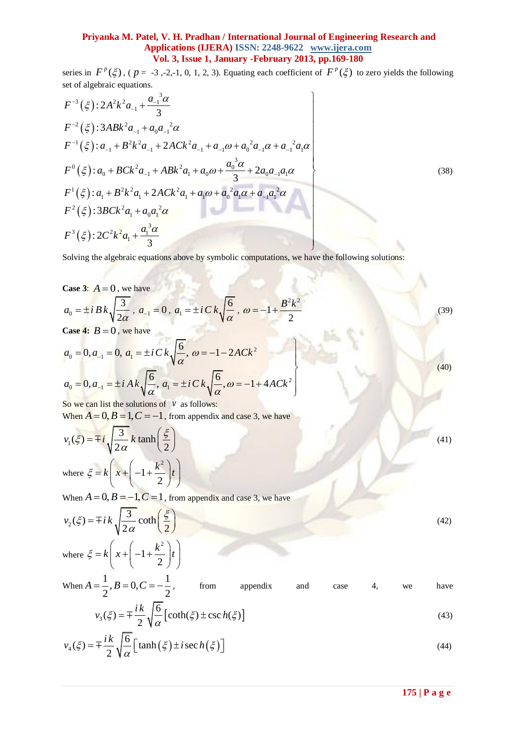series in $F^p(\xi)$, ( $p$ = -3 ,-2,-1, 0, 1, 2, 3). Equating each coefficient of $F^p(\xi)$ to zero yields the following set of algebraic equations.

$$
\left.
\begin{aligned}
&F^{-3}(\xi): 2A^2k^2a_{-1} + \frac{a_{-1}{}^3\alpha}{3} \\
&F^{-2}(\xi): 3ABk^2a_{-1} + a_0a_{-1}{}^2\alpha \\
&F^{-1}(\xi): a_{-1} + B^2k^2a_{-1} + 2ACk^2a_{-1} + a_{-1}\omega + a_0{}^2a_{-1}\alpha + a_{-1}{}^2a_1\alpha \\
&F^{0}(\xi): a_0 + BCk^2a_{-1} + ABk^2a_1 + a_0\omega + \frac{a_0{}^3\alpha}{3} + 2a_0a_{-1}a_1\alpha \\
&F^{1}(\xi): a_1 + B^2k^2a_1 + 2ACk^2a_1 + a_1\omega + a_0{}^2a_1\alpha + a_{-1}a_1{}^2\alpha \\
&F^{2}(\xi): 3BCk^2a_1 + a_0a_1{}^2\alpha \\
&F^{3}(\xi): 2C^2k^2a_1 + \frac{a_1{}^3\alpha}{3}
\end{aligned}
\right\} \tag{38}
$$

Solving the algebraic equations above by symbolic computations, we have the following solutions:

**Case 3**: $A = 0$, we have

$$
a_0 = \pm iBk\sqrt{\frac{3}{2\alpha}},\ a_{-1} = 0,\ a_1 = \pm iCk\sqrt{\frac{6}{\alpha}},\ \omega = -1 + \frac{B^2k^2}{2} \tag{39}
$$

**Case 4:** $B = 0$, we have

$$
\left.
\begin{aligned}
&a_0 = 0, a_{-1} = 0,\ a_1 = \pm iCk\sqrt{\frac{6}{\alpha}},\ \omega = -1 - 2ACk^2 \\
&a_0 = 0, a_{-1} = \pm iAk\sqrt{\frac{6}{\alpha}},\ a_1 = \pm iCk\sqrt{\frac{6}{\alpha}}, \omega = -1 + 4ACk^2
\end{aligned}
\right\} \tag{40}
$$

So we can list the solutions of $v$ as follows:

When $A = 0, B = 1, C = -1$, from appendix and case 3, we have

$$
v_1(\xi) = \mp i\sqrt{\frac{3}{2\alpha}}\,k\tanh\left(\frac{\xi}{2}\right) \tag{41}
$$

where $\xi = k\left(x + \left(-1 + \frac{k^2}{2}\right)t\right)$

When $A = 0, B = -1, C = 1$, from appendix and case 3, we have

$$
v_2(\xi) = \mp ik\sqrt{\frac{3}{2\alpha}}\coth\left(\frac{\xi}{2}\right) \tag{42}
$$

where $\xi = k\left(x + \left(-1 + \frac{k^2}{2}\right)t\right)$

When $A = \frac{1}{2}, B = 0, C = -\frac{1}{2}$, from appendix and case 4, we have

$$
v_3(\xi) = \mp\frac{ik}{2}\sqrt{\frac{6}{\alpha}}\left[\coth(\xi) \pm \operatorname{csc}h(\xi)\right] \tag{43}
$$

$$
v_4(\xi) = \mp\frac{ik}{2}\sqrt{\frac{6}{\alpha}}\left[\tanh(\xi) \pm i\operatorname{sec}h(\xi)\right] \tag{44}
$$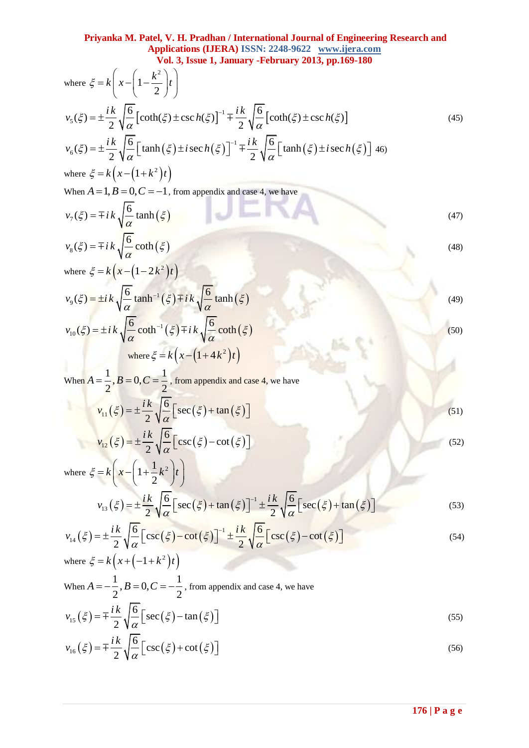where $\xi = k\left(x - \left(1 - \frac{k^2}{2}\right)t\right)$

$$v_5(\xi) = \pm \frac{ik}{2}\sqrt{\frac{6}{\alpha}}\left[\coth(\xi) \pm \operatorname{csc}h(\xi)\right]^{-1} \mp \frac{ik}{2}\sqrt{\frac{6}{\alpha}}\left[\coth(\xi) \pm \operatorname{csc}h(\xi)\right] \tag{45}$$

$$v_6(\xi) = \pm \frac{ik}{2}\sqrt{\frac{6}{\alpha}}\left[\tanh(\xi) \pm i \operatorname{sec}h(\xi)\right]^{-1} \mp \frac{ik}{2}\sqrt{\frac{6}{\alpha}}\left[\tanh(\xi) \pm i \operatorname{sec}h(\xi)\right] \tag{46}$$

where $\xi = k\left(x - \left(1 + k^2\right)t\right)$

When $A = 1, B = 0, C = -1$, from appendix and case 4, we have

$$v_7(\xi) = \mp ik\sqrt{\frac{6}{\alpha}}\tanh(\xi) \tag{47}$$

$$v_8(\xi) = \mp ik\sqrt{\frac{6}{\alpha}}\coth(\xi) \tag{48}$$

where $\xi = k\left(x - \left(1 - 2k^2\right)t\right)$

$$v_9(\xi) = \pm ik\sqrt{\frac{6}{\alpha}}\tanh^{-1}(\xi) \mp ik\sqrt{\frac{6}{\alpha}}\tanh(\xi) \tag{49}$$

$$v_{10}(\xi) = \pm ik\sqrt{\frac{6}{\alpha}}\coth^{-1}(\xi) \mp ik\sqrt{\frac{6}{\alpha}}\coth(\xi) \tag{50}$$

where $\xi = k\left(x - \left(1 + 4k^2\right)t\right)$

When $A = \frac{1}{2}, B = 0, C = \frac{1}{2}$, from appendix and case 4, we have

$$v_{11}(\xi) = \pm \frac{ik}{2}\sqrt{\frac{6}{\alpha}}\left[\sec(\xi) + \tan(\xi)\right] \tag{51}$$

$$v_{12}(\xi) = \pm \frac{ik}{2}\sqrt{\frac{6}{\alpha}}\left[\csc(\xi) - \cot(\xi)\right] \tag{52}$$

where $\xi = k\left(x - \left(1 + \frac{1}{2}k^2\right)t\right)$

$$v_{13}(\xi) = \pm \frac{ik}{2}\sqrt{\frac{6}{\alpha}}\left[\sec(\xi) + \tan(\xi)\right]^{-1} \pm \frac{ik}{2}\sqrt{\frac{6}{\alpha}}\left[\sec(\xi) + \tan(\xi)\right] \tag{53}$$

$$v_{14}(\xi) = \pm \frac{ik}{2}\sqrt{\frac{6}{\alpha}}\left[\csc(\xi) - \cot(\xi)\right]^{-1} \pm \frac{ik}{2}\sqrt{\frac{6}{\alpha}}\left[\csc(\xi) - \cot(\xi)\right] \tag{54}$$

where $\xi = k\left(x + \left(-1 + k^2\right)t\right)$

When $A = -\frac{1}{2}, B = 0, C = -\frac{1}{2}$, from appendix and case 4, we have

$$v_{15}(\xi) = \mp \frac{ik}{2}\sqrt{\frac{6}{\alpha}}\left[\sec(\xi) - \tan(\xi)\right] \tag{55}$$

$$v_{16}(\xi) = \mp \frac{ik}{2}\sqrt{\frac{6}{\alpha}}\left[\csc(\xi) + \cot(\xi)\right] \tag{56}$$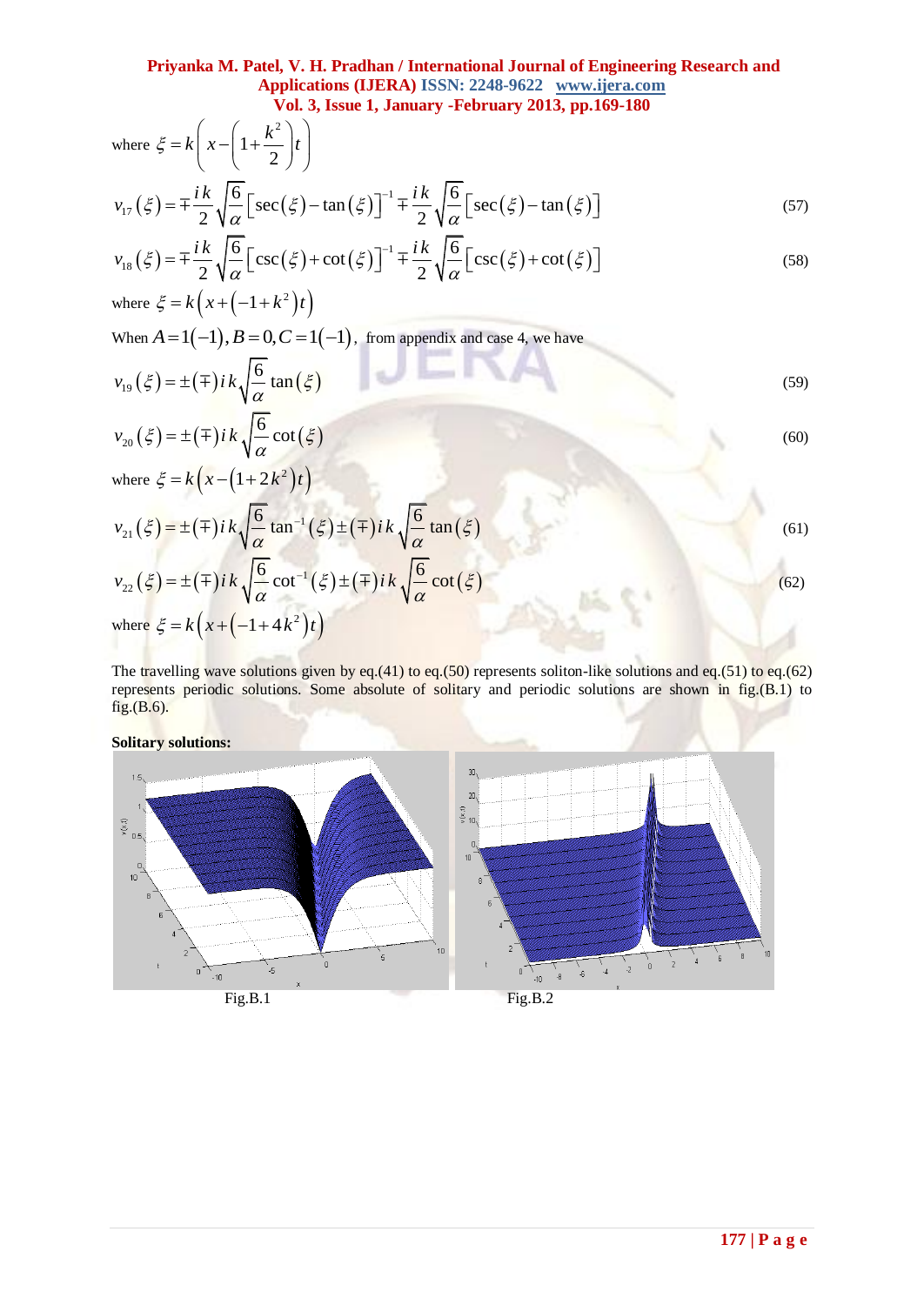where $\xi = k\left(x - \left(1 + \frac{k^2}{2}\right)t\right)$

$$v_{17}(\xi) = \mp \frac{ik}{2}\sqrt{\frac{6}{\alpha}}\left[\sec(\xi) - \tan(\xi)\right]^{-1} \mp \frac{ik}{2}\sqrt{\frac{6}{\alpha}}\left[\sec(\xi) - \tan(\xi)\right] \tag{57}$$

$$v_{18}(\xi) = \mp \frac{ik}{2}\sqrt{\frac{6}{\alpha}}\left[\csc(\xi) + \cot(\xi)\right]^{-1} \mp \frac{ik}{2}\sqrt{\frac{6}{\alpha}}\left[\csc(\xi) + \cot(\xi)\right] \tag{58}$$

where $\xi = k\left(x + \left(-1 + k^2\right)t\right)$

When $A = 1(-1), B = 0, C = 1(-1)$, from appendix and case 4, we have

$$v_{19}(\xi) = \pm(\mp)ik\sqrt{\frac{6}{\alpha}}\tan(\xi) \tag{59}$$

$$v_{20}(\xi) = \pm(\mp)ik\sqrt{\frac{6}{\alpha}}\cot(\xi) \tag{60}$$

where $\xi = k\left(x - \left(1 + 2k^2\right)t\right)$

$$v_{21}(\xi) = \pm(\mp)ik\sqrt{\frac{6}{\alpha}}\tan^{-1}(\xi) \pm (\mp)ik\sqrt{\frac{6}{\alpha}}\tan(\xi) \tag{61}$$

$$v_{22}(\xi) = \pm(\mp)ik\sqrt{\frac{6}{\alpha}}\cot^{-1}(\xi) \pm (\mp)ik\sqrt{\frac{6}{\alpha}}\cot(\xi) \tag{62}$$

where $\xi = k\left(x + \left(-1 + 4k^2\right)t\right)$

The travelling wave solutions given by eq.(41) to eq.(50) represents soliton-like solutions and eq.(51) to eq.(62) represents periodic solutions. Some absolute of solitary and periodic solutions are shown in fig.(B.1) to fig.(B.6).

**Solitary solutions:**

Fig.B.1

Fig.B.2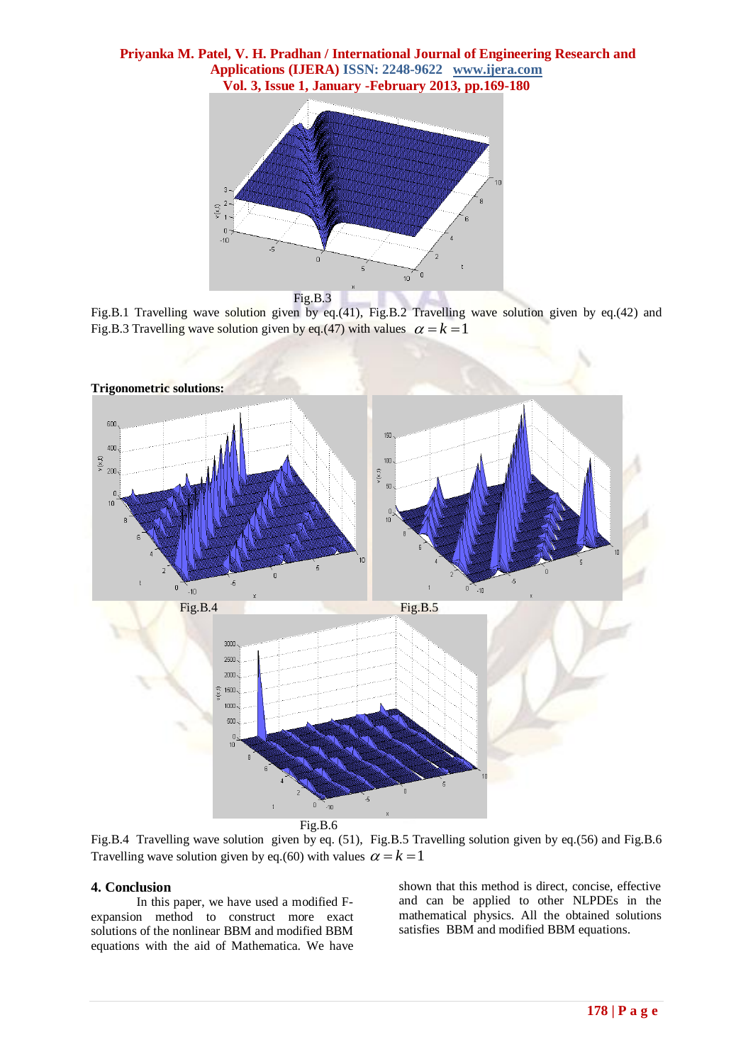Fig.B.3

Fig.B.1 Travelling wave solution given by eq.(41), Fig.B.2 Travelling wave solution given by eq.(42) and Fig.B.3 Travelling wave solution given by eq.(47) with values $\alpha = k = 1$

**Trigonometric solutions:**

Fig.B.4

Fig.B.5

Fig.B.6

Fig.B.4 Travelling wave solution given by eq. (51), Fig.B.5 Travelling solution given by eq.(56) and Fig.B.6 Travelling wave solution given by eq.(60) with values $\alpha = k = 1$

## 4. Conclusion

In this paper, we have used a modified F-expansion method to construct more exact solutions of the nonlinear BBM and modified BBM equations with the aid of Mathematica. We have shown that this method is direct, concise, effective and can be applied to other NLPDEs in the mathematical physics. All the obtained solutions satisfies BBM and modified BBM equations.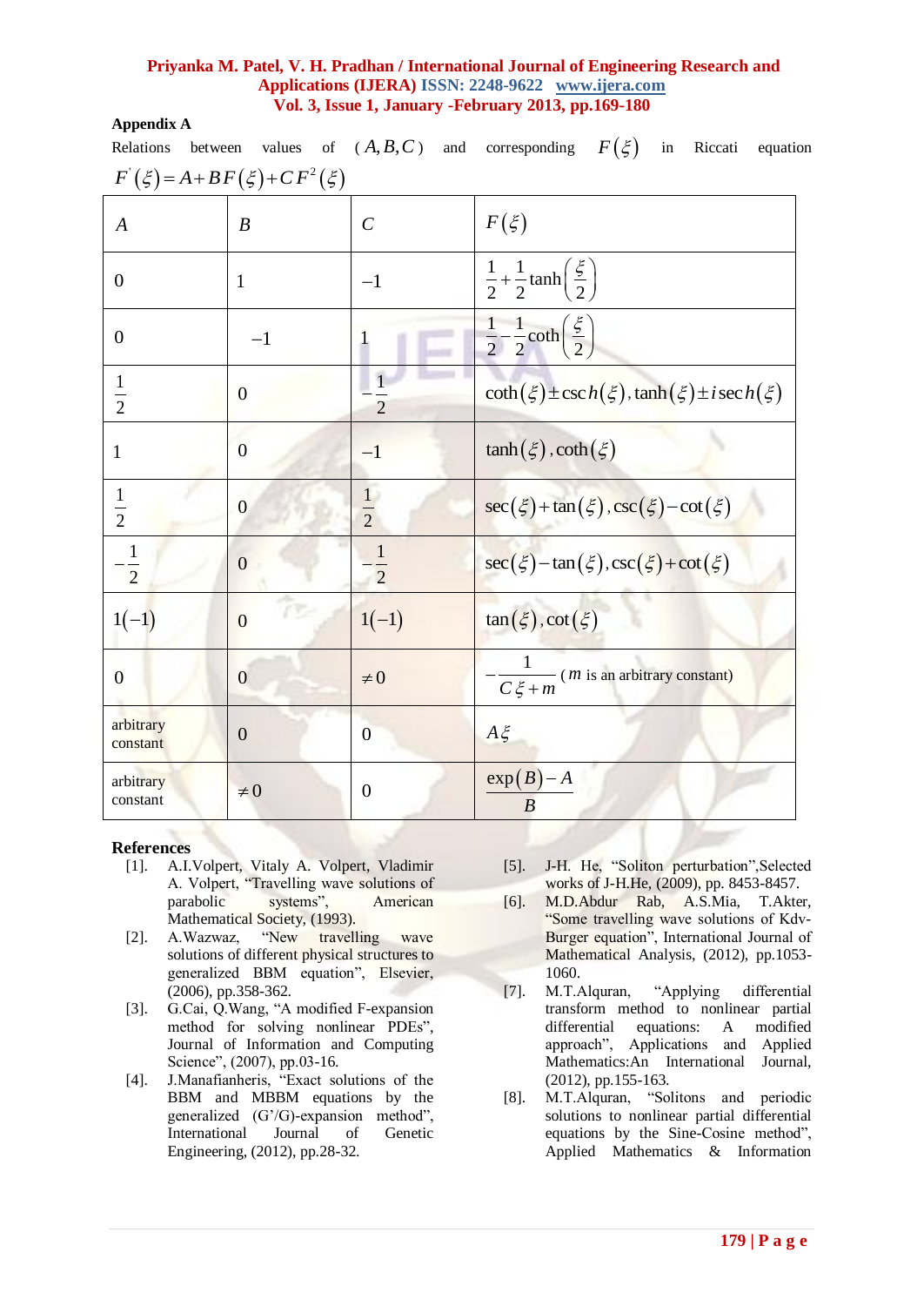## Appendix A

Relations between values of $(A, B, C)$ and corresponding $F(\xi)$ in Riccati equation $F'(\xi) = A + BF(\xi) + CF^2(\xi)$

| $A$ | $B$ | $C$ | $F(\xi)$ |
|---|---|---|---|
| $0$ | $1$ | $-1$ | $\frac{1}{2}+\frac{1}{2}\tanh\left(\frac{\xi}{2}\right)$ |
| $0$ | $-1$ | $1$ | $\frac{1}{2}-\frac{1}{2}\coth\left(\frac{\xi}{2}\right)$ |
| $\frac{1}{2}$ | $0$ | $-\frac{1}{2}$ | $\coth(\xi)\pm\operatorname{csc}h(\xi), \tanh(\xi)\pm i\operatorname{sec}h(\xi)$ |
| $1$ | $0$ | $-1$ | $\tanh(\xi), \coth(\xi)$ |
| $\frac{1}{2}$ | $0$ | $\frac{1}{2}$ | $\sec(\xi)+\tan(\xi), \csc(\xi)-\cot(\xi)$ |
| $-\frac{1}{2}$ | $0$ | $-\frac{1}{2}$ | $\sec(\xi)-\tan(\xi), \csc(\xi)+\cot(\xi)$ |
| $1(-1)$ | $0$ | $1(-1)$ | $\tan(\xi), \cot(\xi)$ |
| $0$ | $0$ | $\neq 0$ | $-\frac{1}{C\xi+m}$ ($m$ is an arbitrary constant) |
| arbitrary constant | $0$ | $0$ | $A\xi$ |
| arbitrary constant | $\neq 0$ | $0$ | $\frac{\exp(B)-A}{B}$ |

## References

[1]. A.I.Volpert, Vitaly A. Volpert, Vladimir A. Volpert, "Travelling wave solutions of parabolic systems", American Mathematical Society, (1993).

[2]. A.Wazwaz, "New travelling wave solutions of different physical structures to generalized BBM equation", Elsevier, (2006), pp.358-362.

[3]. G.Cai, Q.Wang, "A modified F-expansion method for solving nonlinear PDEs", Journal of Information and Computing Science", (2007), pp.03-16.

[4]. J.Manafianheris, "Exact solutions of the BBM and MBBM equations by the generalized (G'/G)-expansion method", International Journal of Genetic Engineering, (2012), pp.28-32.

[5]. J-H. He, "Soliton perturbation",Selected works of J-H.He, (2009), pp. 8453-8457.

[6]. M.D.Abdur Rab, A.S.Mia, T.Akter, "Some travelling wave solutions of Kdv-Burger equation", International Journal of Mathematical Analysis, (2012), pp.1053-1060.

[7]. M.T.Alquran, "Applying differential transform method to nonlinear partial differential equations: A modified approach", Applications and Applied Mathematics:An International Journal, (2012), pp.155-163.

[8]. M.T.Alquran, "Solitons and periodic solutions to nonlinear partial differential equations by the Sine-Cosine method", Applied Mathematics & Information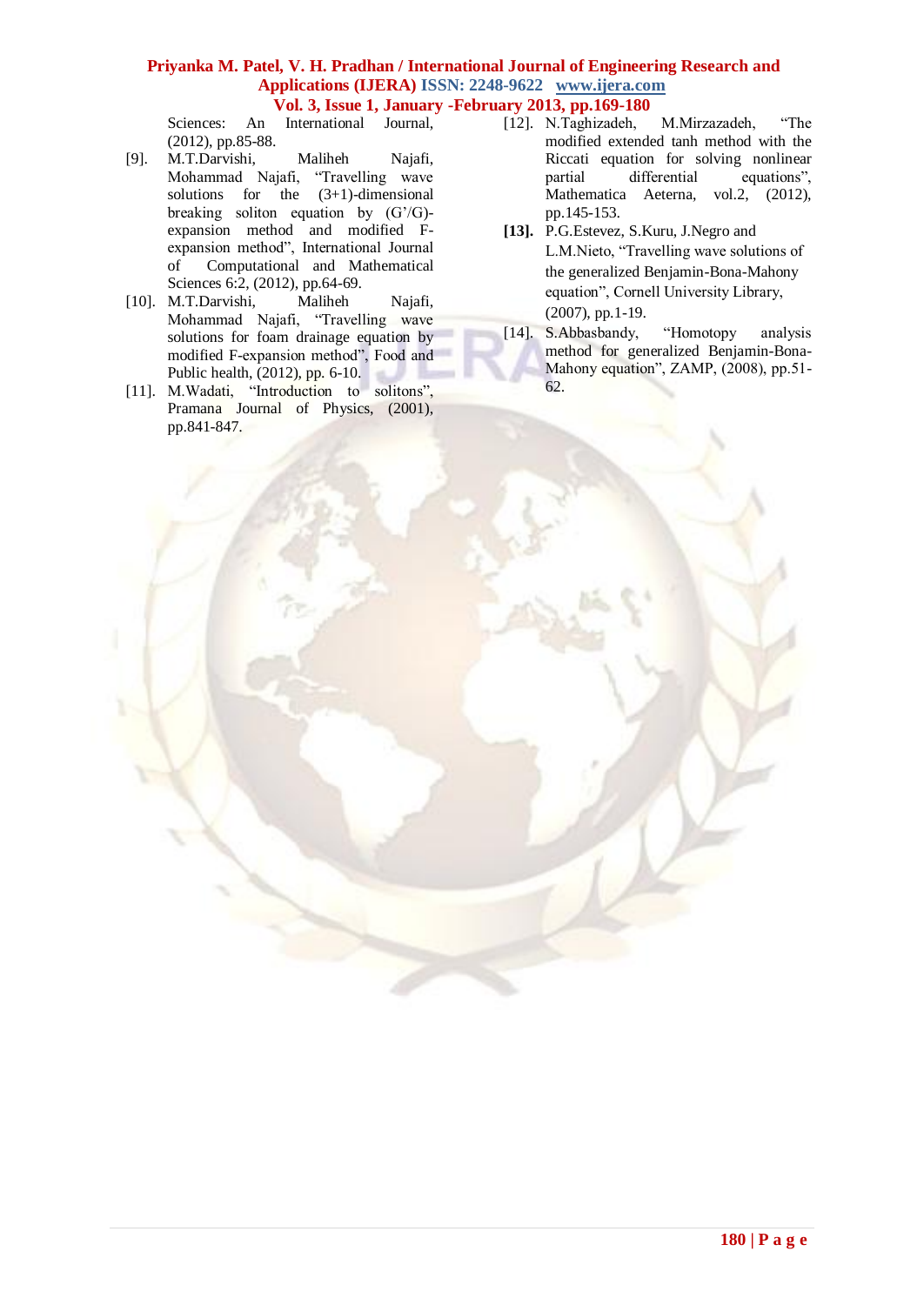Sciences: An International Journal, (2012), pp.85-88.

[9]. M.T.Darvishi, Maliheh Najafi, Mohammad Najafi, "Travelling wave solutions for the (3+1)-dimensional breaking soliton equation by (G'/G)-expansion method and modified F-expansion method", International Journal of Computational and Mathematical Sciences 6:2, (2012), pp.64-69.

[10]. M.T.Darvishi, Maliheh Najafi, Mohammad Najafi, "Travelling wave solutions for foam drainage equation by modified F-expansion method", Food and Public health, (2012), pp. 6-10.

[11]. M.Wadati, "Introduction to solitons", Pramana Journal of Physics, (2001), pp.841-847.

[12]. N.Taghizadeh, M.Mirzazadeh, "The modified extended tanh method with the Riccati equation for solving nonlinear partial differential equations", Mathematica Aeterna, vol.2, (2012), pp.145-153.

**[13].** P.G.Estevez, S.Kuru, J.Negro and L.M.Nieto, "Travelling wave solutions of the generalized Benjamin-Bona-Mahony equation", Cornell University Library, (2007), pp.1-19.

[14]. S.Abbasbandy, "Homotopy analysis method for generalized Benjamin-Bona-Mahony equation", ZAMP, (2008), pp.51-62.